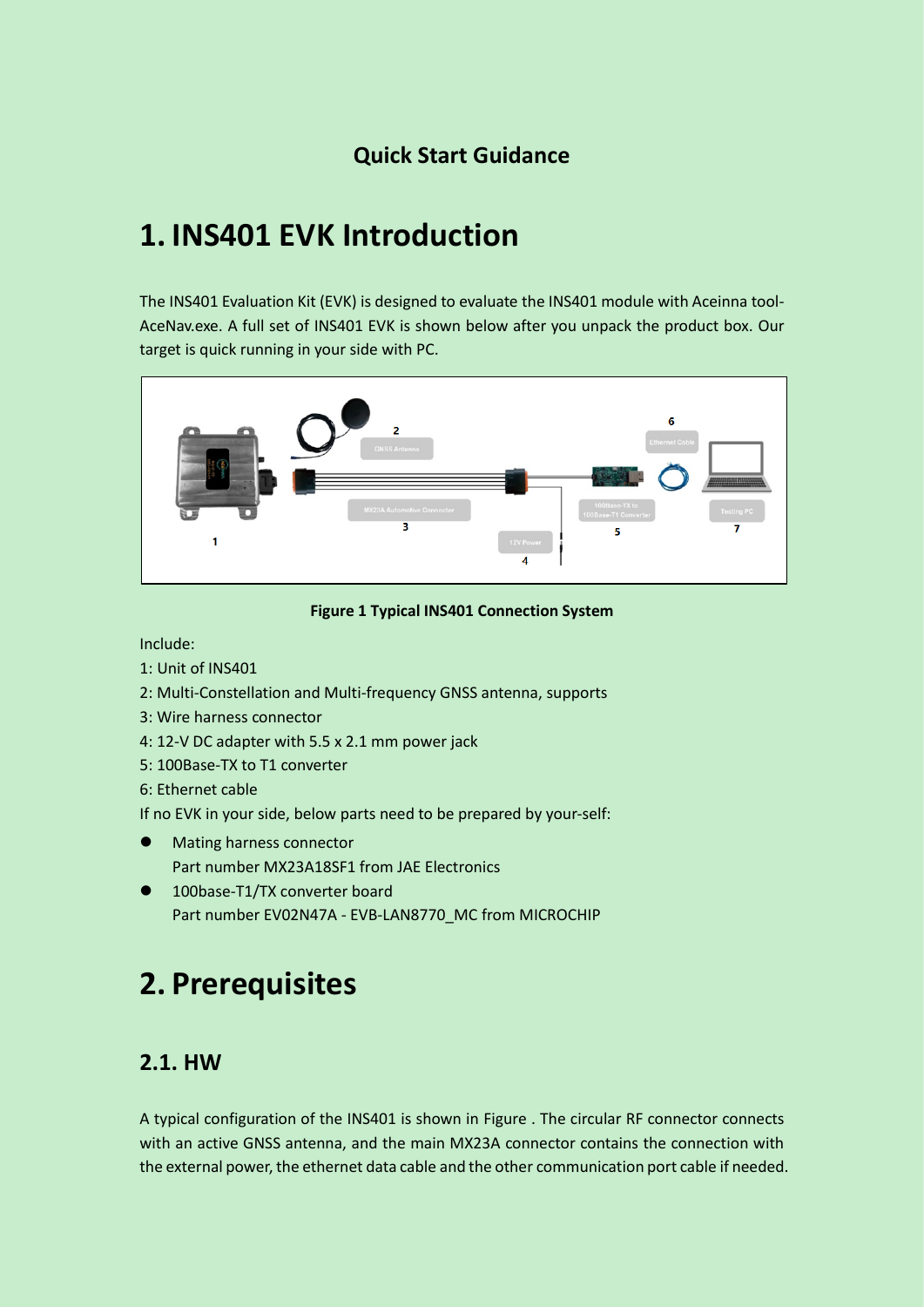**Quick Start Guidance**

# 1. INS401 EVK Introduction

The INS401 Evaluation Kit (EVK) is designed to evaluate the INS401 module with Aceinna tool-AceNav.exe. A full set of INS401 EVK is shown below after you unpack the product box. Our target is quick running in your side with PC.

**Figure 1 Typical INS401 Connection System**

Include:

1: Unit of INS401

2: Multi-Constellation and Multi-frequency GNSS antenna, supports

3: Wire harness connector

4: 12-V DC adapter with 5.5 x 2.1 mm power jack

5: 100Base-TX to T1 converter

6: Ethernet cable

If no EVK in your side, below parts need to be prepared by your-self:

- Mating harness connector
  Part number MX23A18SF1 from JAE Electronics
- 100base-T1/TX converter board
  Part number EV02N47A - EVB-LAN8770_MC from MICROCHIP

# 2. Prerequisites

## 2.1. HW

A typical configuration of the INS401 is shown in Figure . The circular RF connector connects with an active GNSS antenna, and the main MX23A connector contains the connection with the external power, the ethernet data cable and the other communication port cable if needed.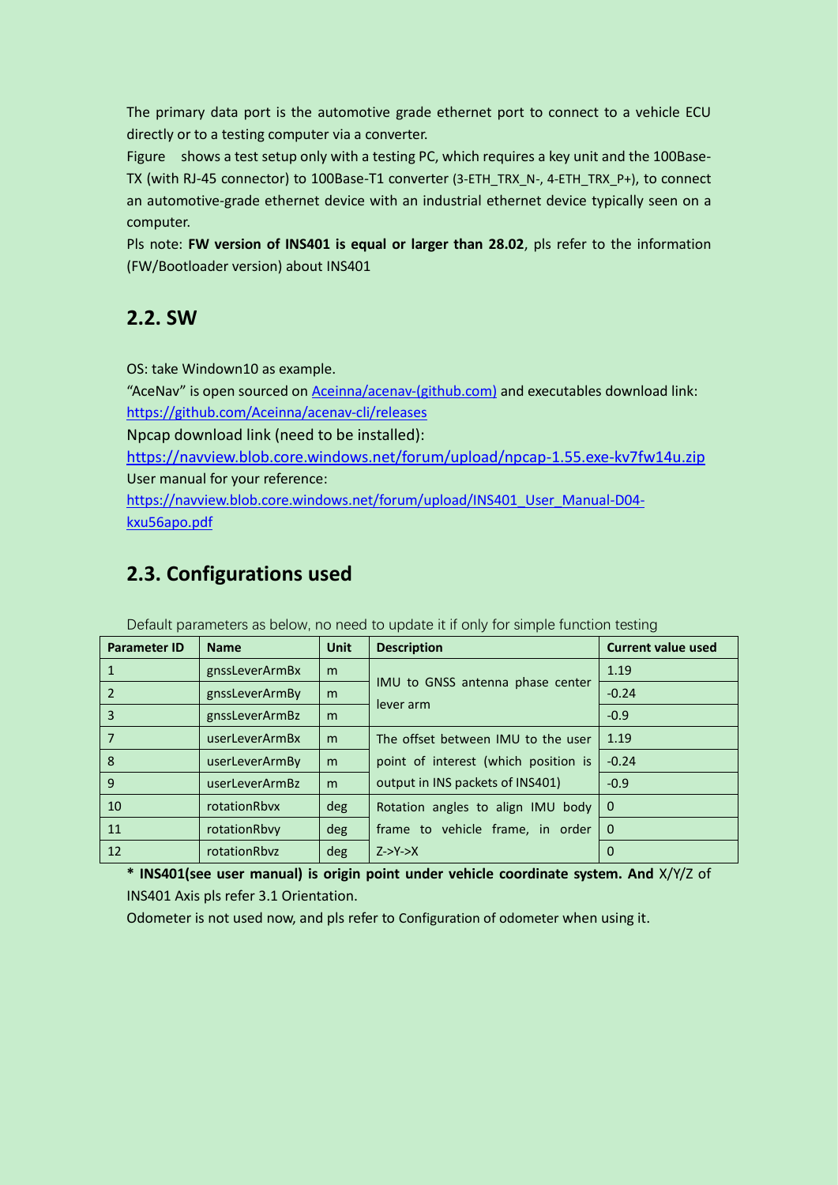The primary data port is the automotive grade ethernet port to connect to a vehicle ECU directly or to a testing computer via a converter.

Figure  shows a test setup only with a testing PC, which requires a key unit and the 100Base-TX (with RJ-45 connector) to 100Base-T1 converter (3-ETH_TRX_N-, 4-ETH_TRX_P+), to connect an automotive-grade ethernet device with an industrial ethernet device typically seen on a computer.

Pls note: **FW version of INS401 is equal or larger than 28.02**, pls refer to the information (FW/Bootloader version) about INS401

## 2.2. SW

OS: take Window10 as example.

"AceNav" is open sourced on [Aceinna/acenav-(github.com)] and executables download link: https://github.com/Aceinna/acenav-cli/releases

Npcap download link (need to be installed):

https://navview.blob.core.windows.net/forum/upload/npcap-1.55.exe-kv7fw14u.zip

User manual for your reference:

https://navview.blob.core.windows.net/forum/upload/INS401_User_Manual-D04-kxu56apo.pdf

## 2.3. Configurations used

Default parameters as below, no need to update it if only for simple function testing

| Parameter ID | Name | Unit | Description | Current value used |
|---|---|---|---|---|
| 1 | gnssLeverArmBx | m | IMU to GNSS antenna phase center lever arm | 1.19 |
| 2 | gnssLeverArmBy | m | | -0.24 |
| 3 | gnssLeverArmBz | m | | -0.9 |
| 7 | userLeverArmBx | m | The offset between IMU to the user point of interest (which position is output in INS packets of INS401) | 1.19 |
| 8 | userLeverArmBy | m | | -0.24 |
| 9 | userLeverArmBz | m | | -0.9 |
| 10 | rotationRbvx | deg | Rotation angles to align IMU body frame to vehicle frame, in order Z->Y->X | 0 |
| 11 | rotationRbvy | deg | | 0 |
| 12 | rotationRbvz | deg | | 0 |

**\* INS401(see user manual) is origin point under vehicle coordinate system. And** X/Y/Z of INS401 Axis pls refer 3.1 Orientation.

Odometer is not used now, and pls refer to Configuration of odometer when using it.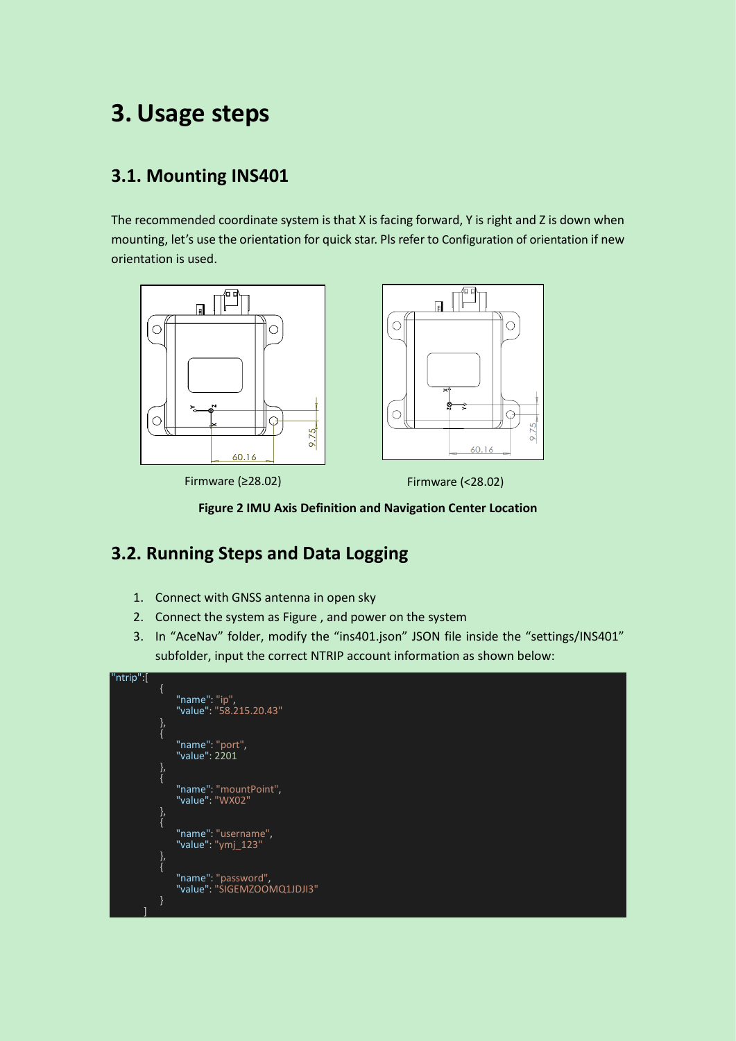# 3. Usage steps

## 3.1. Mounting INS401

The recommended coordinate system is that X is facing forward, Y is right and Z is down when mounting, let's use the orientation for quick star. Pls refer to Configuration of orientation if new orientation is used.

60.16

9.75

Firmware (≥28.02)

60.16

9.75

Firmware (<28.02)

**Figure 2 IMU Axis Definition and Navigation Center Location**

## 3.2. Running Steps and Data Logging

1. Connect with GNSS antenna in open sky
2. Connect the system as Figure , and power on the system
3. In "AceNav" folder, modify the "ins401.json" JSON file inside the "settings/INS401" subfolder, input the correct NTRIP account information as shown below:

```
"ntrip":[
        {
            "name": "ip",
            "value": "58.215.20.43"
        },
        {
            "name": "port",
            "value": 2201
        },
        {
            "name": "mountPoint",
            "value": "WX02"
        },
        {
            "name": "username",
            "value": "ymj_123"
        },
        {
            "name": "password",
            "value": "SIGEMZOOMQ1JDJI3"
        }
    ]
```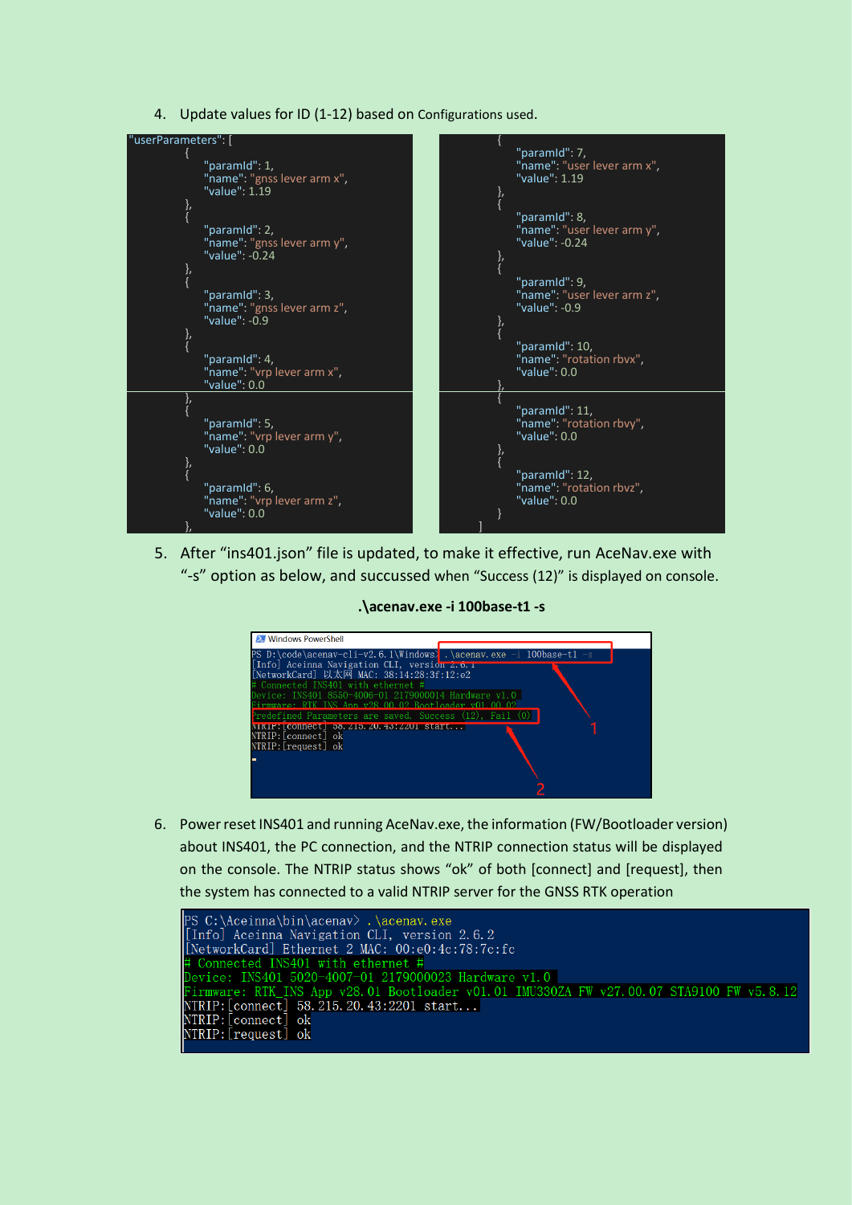4. Update values for ID (1-12) based on Configurations used.

```
"userParameters": [
    {
        "paramId": 1,
        "name": "gnss lever arm x",
        "value": 1.19
    },
    {
        "paramId": 2,
        "name": "gnss lever arm y",
        "value": -0.24
    },
    {
        "paramId": 3,
        "name": "gnss lever arm z",
        "value": -0.9
    },
    {
        "paramId": 4,
        "name": "vrp lever arm x",
        "value": 0.0
    },
    {
        "paramId": 5,
        "name": "vrp lever arm y",
        "value": 0.0
    },
    {
        "paramId": 6,
        "name": "vrp lever arm z",
        "value": 0.0
    },
    {
        "paramId": 7,
        "name": "user lever arm x",
        "value": 1.19
    },
    {
        "paramId": 8,
        "name": "user lever arm y",
        "value": -0.24
    },
    {
        "paramId": 9,
        "name": "user lever arm z",
        "value": -0.9
    },
    {
        "paramId": 10,
        "name": "rotation rbvx",
        "value": 0.0
    },
    {
        "paramId": 11,
        "name": "rotation rbvy",
        "value": 0.0
    },
    {
        "paramId": 12,
        "name": "rotation rbvz",
        "value": 0.0
    }
]
```

5. After "ins401.json" file is updated, to make it effective, run AceNav.exe with "-s" option as below, and succussed when "Success (12)" is displayed on console.

**.\acenav.exe -i 100base-t1 -s**

```
Windows PowerShell
PS D:\code\acenav-cli-v2.6.1\Windows> .\acenav.exe -i 100base-t1 -s
[Info] Aceinna Navigation CLI, version 2.6.1
[NetworkCard] 以太网 MAC: 38:14:28:3f:12:e2
# Connected INS401 with ethernet #
Device: INS401 8550-4006-01 2179000014 Hardware v1.0
Firmware: RTK_INS App v28.00.02 Bootloader v01.00.02
Predefined Parameters are saved. Success (12), Fail (0)
NTRIP:[connect] 58.215.20.43:2201 start...
NTRIP:[connect] ok
NTRIP:[request] ok
```

6. Power reset INS401 and running AceNav.exe, the information (FW/Bootloader version) about INS401, the PC connection, and the NTRIP connection status will be displayed on the console. The NTRIP status shows "ok" of both [connect] and [request], then the system has connected to a valid NTRIP server for the GNSS RTK operation

```
PS C:\Aceinna\bin\acenav> .\acenav.exe
[Info] Aceinna Navigation CLI, version 2.6.2
[NetworkCard] Ethernet 2 MAC: 00:e0:4c:78:7c:fc
# Connected INS401 with ethernet #
Device: INS401 5020-4007-01 2179000023 Hardware v1.0
Firmware: RTK_INS App v28.01 Bootloader v01.01 IMU330ZA FW v27.00.07 STA9100 FW v5.8.12
NTRIP:[connect] 58.215.20.43:2201 start...
NTRIP:[connect] ok
NTRIP:[request] ok
```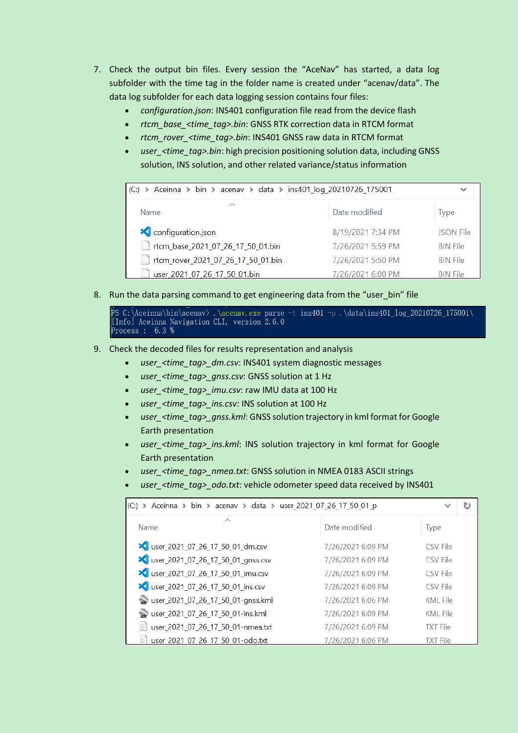7. Check the output bin files. Every session the "AceNav" has started, a data log subfolder with the time tag in the folder name is created under "acenav/data". The data log subfolder for each data logging session contains four files:
   - *configuration.json*: INS401 configuration file read from the device flash
   - *rtcm_base_<time_tag>.bin*: GNSS RTK correction data in RTCM format
   - *rtcm_rover_<time_tag>.bin*: INS401 GNSS raw data in RTCM format
   - *user_<time_tag>.bin*: high precision positioning solution data, including GNSS solution, INS solution, and other related variance/status information

(C:) > Aceinna > bin > acenav > data > ins401_log_20210726_175001

| Name | Date modified | Type |
|---|---|---|
| configuration.json | 8/19/2021 7:34 PM | JSON File |
| rtcm_base_2021_07_26_17_50_01.bin | 7/26/2021 5:59 PM | BIN File |
| rtcm_rover_2021_07_26_17_50_01.bin | 7/26/2021 5:50 PM | BIN File |
| user_2021_07_26_17_50_01.bin | 7/26/2021 6:00 PM | BIN File |

8. Run the data parsing command to get engineering data from the "user_bin" file

```
PS C:\Aceinna\bin\acenav> .\acenav.exe parse -t ins401 -p .\data\ins401_log_20210726_175001\
[Info] Aceinna Navigation CLI, version 2.6.0
Process :  6.3 %
```

9. Check the decoded files for results representation and analysis
   - *user_<time_tag>_dm.csv*: INS401 system diagnostic messages
   - *user_<time_tag>_gnss.csv*: GNSS solution at 1 Hz
   - *user_<time_tag>_imu.csv*: raw IMU data at 100 Hz
   - *user_<time_tag>_ins.csv*: INS solution at 100 Hz
   - *user_<time_tag>_gnss.kml*: GNSS solution trajectory in kml format for Google Earth presentation
   - *user_<time_tag>_ins.kml*: INS solution trajectory in kml format for Google Earth presentation
   - *user_<time_tag>_nmea.txt*: GNSS solution in NMEA 0183 ASCII strings
   - *user_<time_tag>_odo.txt*: vehicle odometer speed data received by INS401

(C:) > Aceinna > bin > acenav > data > user_2021_07_26_17_50_01_p

| Name | Date modified | Type |
|---|---|---|
| user_2021_07_26_17_50_01_dm.csv | 7/26/2021 6:09 PM | CSV File |
| user_2021_07_26_17_50_01_gnss.csv | 7/26/2021 6:09 PM | CSV File |
| user_2021_07_26_17_50_01_imu.csv | 7/26/2021 6:09 PM | CSV File |
| user_2021_07_26_17_50_01_ins.csv | 7/26/2021 6:09 PM | CSV File |
| user_2021_07_26_17_50_01-gnss.kml | 7/26/2021 6:06 PM | KML File |
| user_2021_07_26_17_50_01-ins.kml | 7/26/2021 6:09 PM | KML File |
| user_2021_07_26_17_50_01-nmea.txt | 7/26/2021 6:09 PM | TXT File |
| user_2021_07_26_17_50_01-odo.txt | 7/26/2021 6:06 PM | TXT File |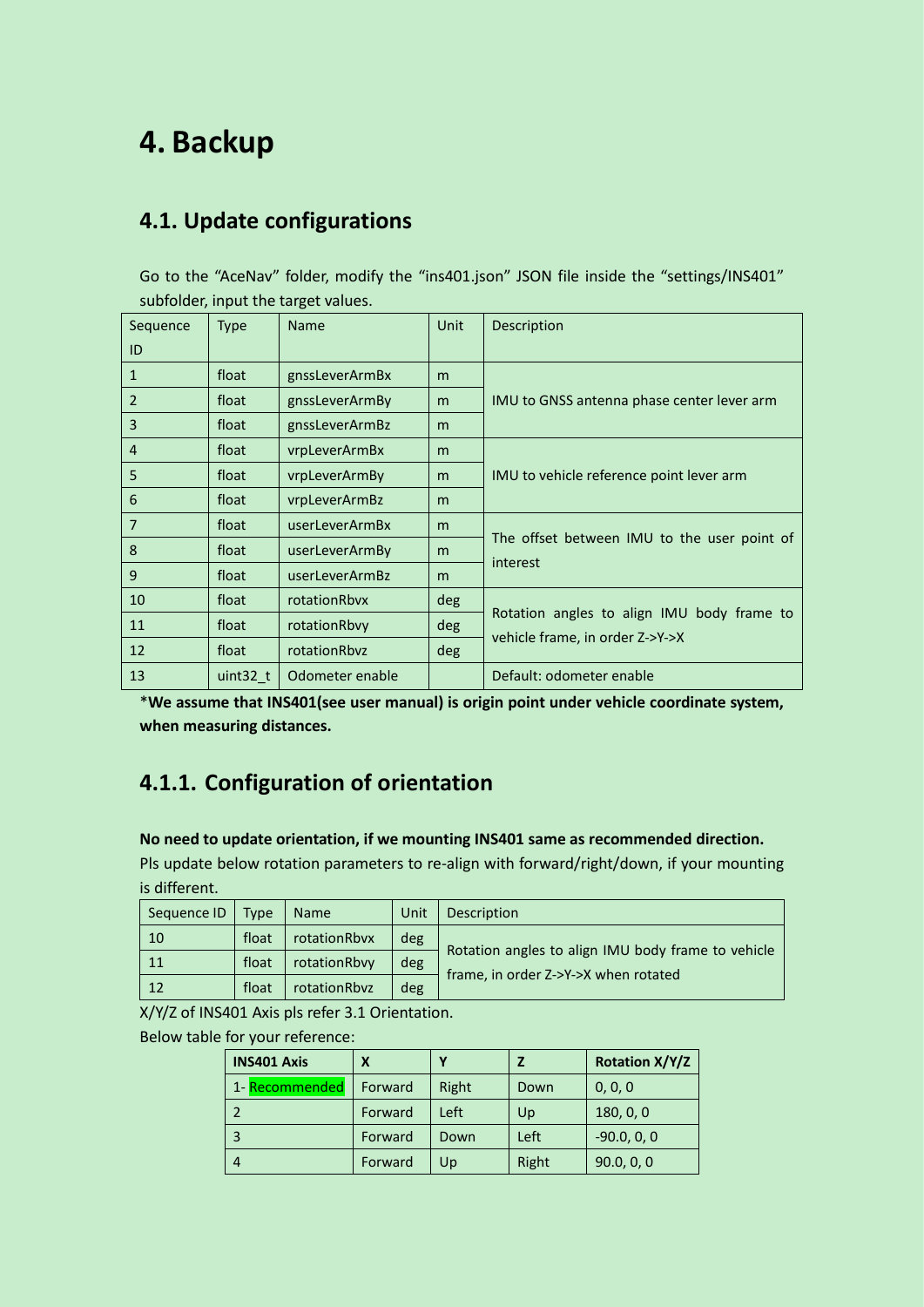# 4. Backup

## 4.1. Update configurations

Go to the “AceNav” folder, modify the “ins401.json” JSON file inside the “settings/INS401” subfolder, input the target values.

| Sequence ID | Type | Name | Unit | Description |
|---|---|---|---|---|
| 1 | float | gnssLeverArmBx | m | IMU to GNSS antenna phase center lever arm |
| 2 | float | gnssLeverArmBy | m | |
| 3 | float | gnssLeverArmBz | m | |
| 4 | float | vrpLeverArmBx | m | IMU to vehicle reference point lever arm |
| 5 | float | vrpLeverArmBy | m | |
| 6 | float | vrpLeverArmBz | m | |
| 7 | float | userLeverArmBx | m | The offset between IMU to the user point of interest |
| 8 | float | userLeverArmBy | m | |
| 9 | float | userLeverArmBz | m | |
| 10 | float | rotationRbvx | deg | Rotation angles to align IMU body frame to vehicle frame, in order Z->Y->X |
| 11 | float | rotationRbvy | deg | |
| 12 | float | rotationRbvz | deg | |
| 13 | uint32_t | Odometer enable | | Default: odometer enable |

***We assume that INS401(see user manual) is origin point under vehicle coordinate system, when measuring distances.**

### 4.1.1. Configuration of orientation

**No need to update orientation, if we mounting INS401 same as recommended direction.**
Pls update below rotation parameters to re-align with forward/right/down, if your mounting is different.

| Sequence ID | Type | Name | Unit | Description |
|---|---|---|---|---|
| 10 | float | rotationRbvx | deg | Rotation angles to align IMU body frame to vehicle frame, in order Z->Y->X when rotated |
| 11 | float | rotationRbvy | deg | |
| 12 | float | rotationRbvz | deg | |

X/Y/Z of INS401 Axis pls refer 3.1 Orientation.

Below table for your reference:

| INS401 Axis | X | Y | Z | Rotation X/Y/Z |
|---|---|---|---|---|
| 1- Recommended | Forward | Right | Down | 0, 0, 0 |
| 2 | Forward | Left | Up | 180, 0, 0 |
| 3 | Forward | Down | Left | -90.0, 0, 0 |
| 4 | Forward | Up | Right | 90.0, 0, 0 |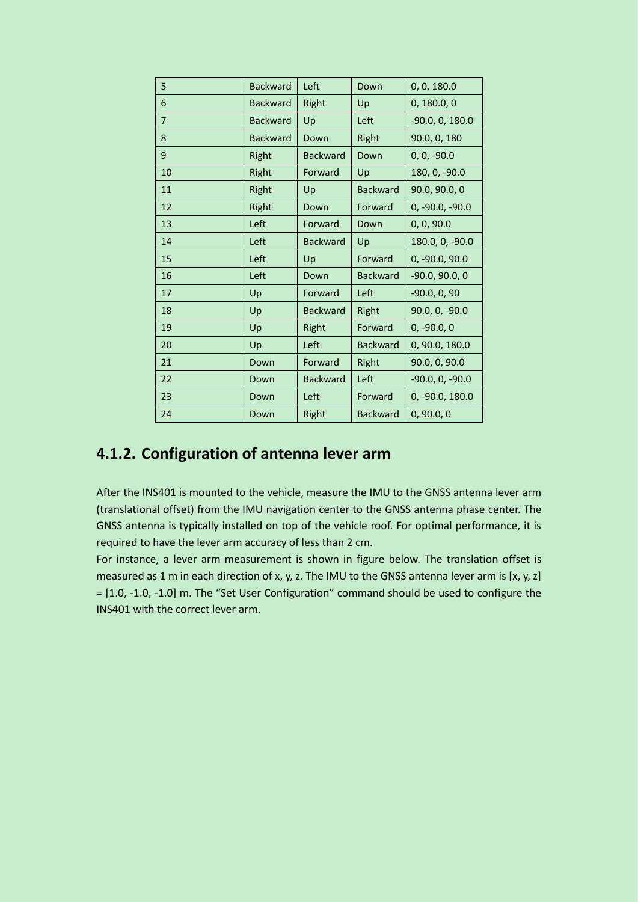| | | | | |
|---|---|---|---|---|
| 5 | Backward | Left | Down | 0, 0, 180.0 |
| 6 | Backward | Right | Up | 0, 180.0, 0 |
| 7 | Backward | Up | Left | -90.0, 0, 180.0 |
| 8 | Backward | Down | Right | 90.0, 0, 180 |
| 9 | Right | Backward | Down | 0, 0, -90.0 |
| 10 | Right | Forward | Up | 180, 0, -90.0 |
| 11 | Right | Up | Backward | 90.0, 90.0, 0 |
| 12 | Right | Down | Forward | 0, -90.0, -90.0 |
| 13 | Left | Forward | Down | 0, 0, 90.0 |
| 14 | Left | Backward | Up | 180.0, 0, -90.0 |
| 15 | Left | Up | Forward | 0, -90.0, 90.0 |
| 16 | Left | Down | Backward | -90.0, 90.0, 0 |
| 17 | Up | Forward | Left | -90.0, 0, 90 |
| 18 | Up | Backward | Right | 90.0, 0, -90.0 |
| 19 | Up | Right | Forward | 0, -90.0, 0 |
| 20 | Up | Left | Backward | 0, 90.0, 180.0 |
| 21 | Down | Forward | Right | 90.0, 0, 90.0 |
| 22 | Down | Backward | Left | -90.0, 0, -90.0 |
| 23 | Down | Left | Forward | 0, -90.0, 180.0 |
| 24 | Down | Right | Backward | 0, 90.0, 0 |

### 4.1.2. Configuration of antenna lever arm

After the INS401 is mounted to the vehicle, measure the IMU to the GNSS antenna lever arm (translational offset) from the IMU navigation center to the GNSS antenna phase center. The GNSS antenna is typically installed on top of the vehicle roof. For optimal performance, it is required to have the lever arm accuracy of less than 2 cm.

For instance, a lever arm measurement is shown in figure below. The translation offset is measured as 1 m in each direction of x, y, z. The IMU to the GNSS antenna lever arm is [x, y, z] = [1.0, -1.0, -1.0] m. The "Set User Configuration" command should be used to configure the INS401 with the correct lever arm.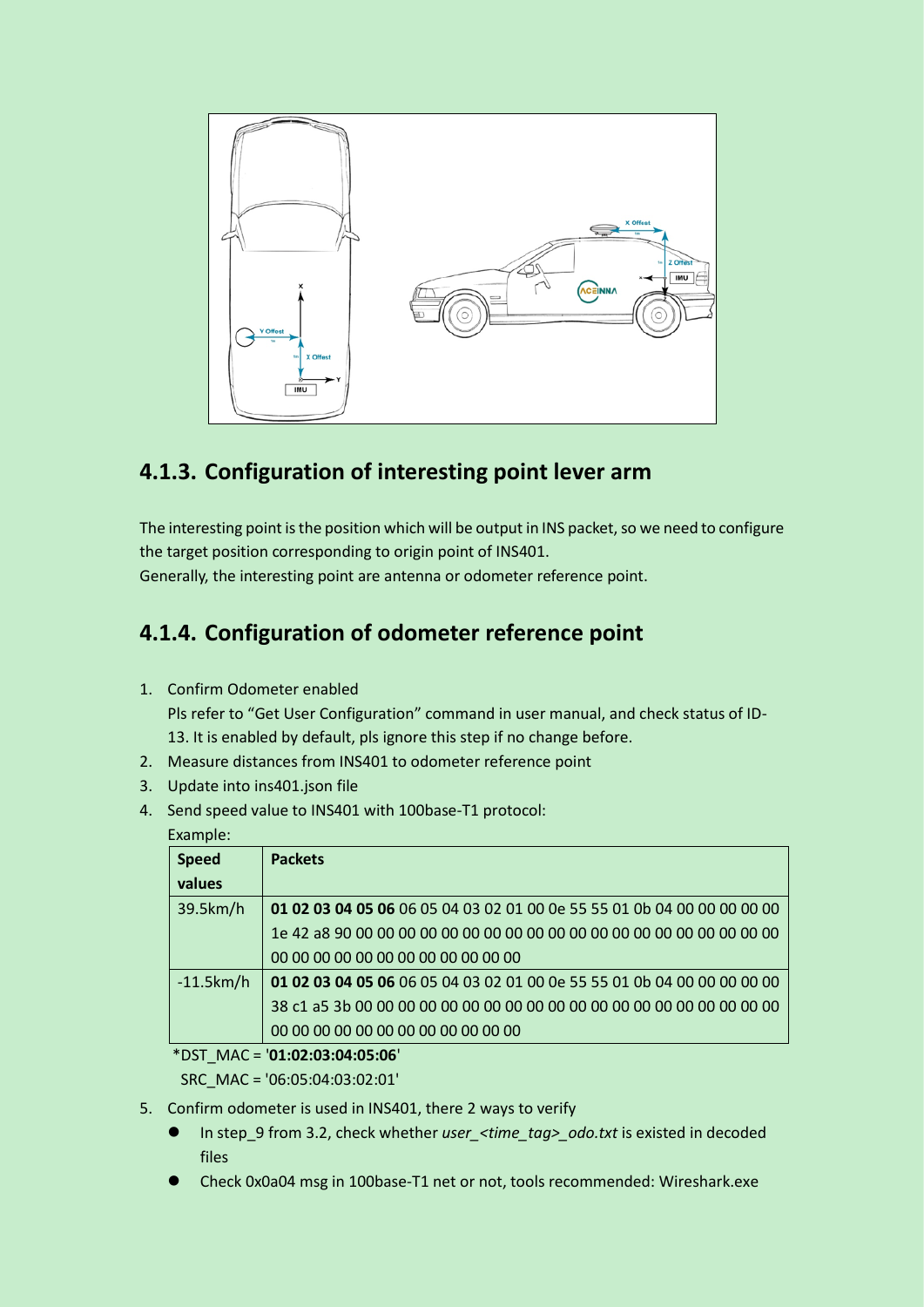### 4.1.3. Configuration of interesting point lever arm

The interesting point is the position which will be output in INS packet, so we need to configure the target position corresponding to origin point of INS401.
Generally, the interesting point are antenna or odometer reference point.

### 4.1.4. Configuration of odometer reference point

1. Confirm Odometer enabled
   Pls refer to “Get User Configuration” command in user manual, and check status of ID-13. It is enabled by default, pls ignore this step if no change before.
2. Measure distances from INS401 to odometer reference point
3. Update into ins401.json file
4. Send speed value to INS401 with 100base-T1 protocol:
   Example:

| Speed values | Packets |
|---|---|
| 39.5km/h | **01 02 03 04 05 06** 06 05 04 03 02 01 00 0e 55 55 01 0b 04 00 00 00 00 00 1e 42 a8 90 00 00 00 00 00 00 00 00 00 00 00 00 00 00 00 00 00 00 00 00 00 00 00 00 00 00 00 00 00 00 00 00 00 00 |
| -11.5km/h | **01 02 03 04 05 06** 06 05 04 03 02 01 00 0e 55 55 01 0b 04 00 00 00 00 00 38 c1 a5 3b 00 00 00 00 00 00 00 00 00 00 00 00 00 00 00 00 00 00 00 00 00 00 00 00 00 00 00 00 00 00 00 00 00 00 |

   *DST_MAC = '**01:02:03:04:05:06**'
   SRC_MAC = '06:05:04:03:02:01'

5. Confirm odometer is used in INS401, there 2 ways to verify
   - In step_9 from 3.2, check whether *user_<time_tag>_odo.txt* is existed in decoded files
   - Check 0x0a04 msg in 100base-T1 net or not, tools recommended: Wireshark.exe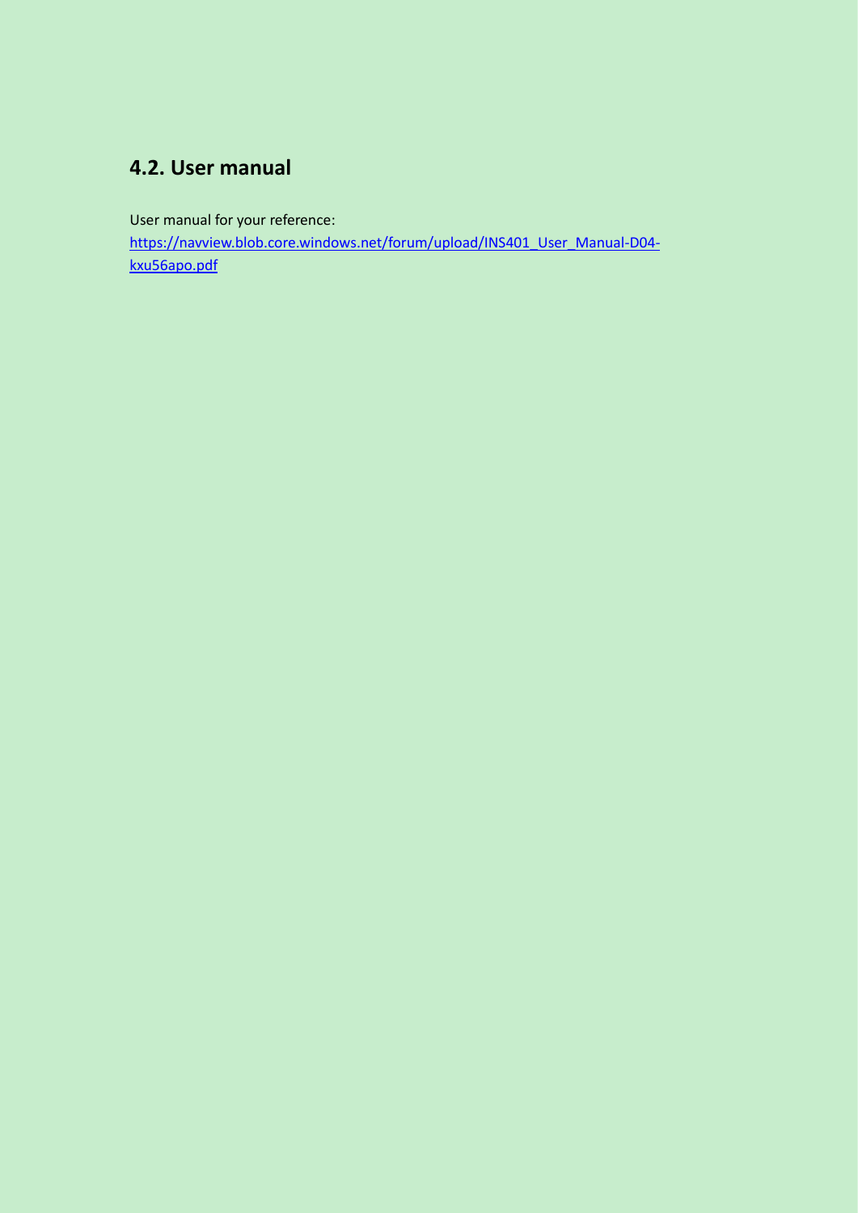## 4.2. User manual

User manual for your reference:
https://navview.blob.core.windows.net/forum/upload/INS401_User_Manual-D04-kxu56apo.pdf